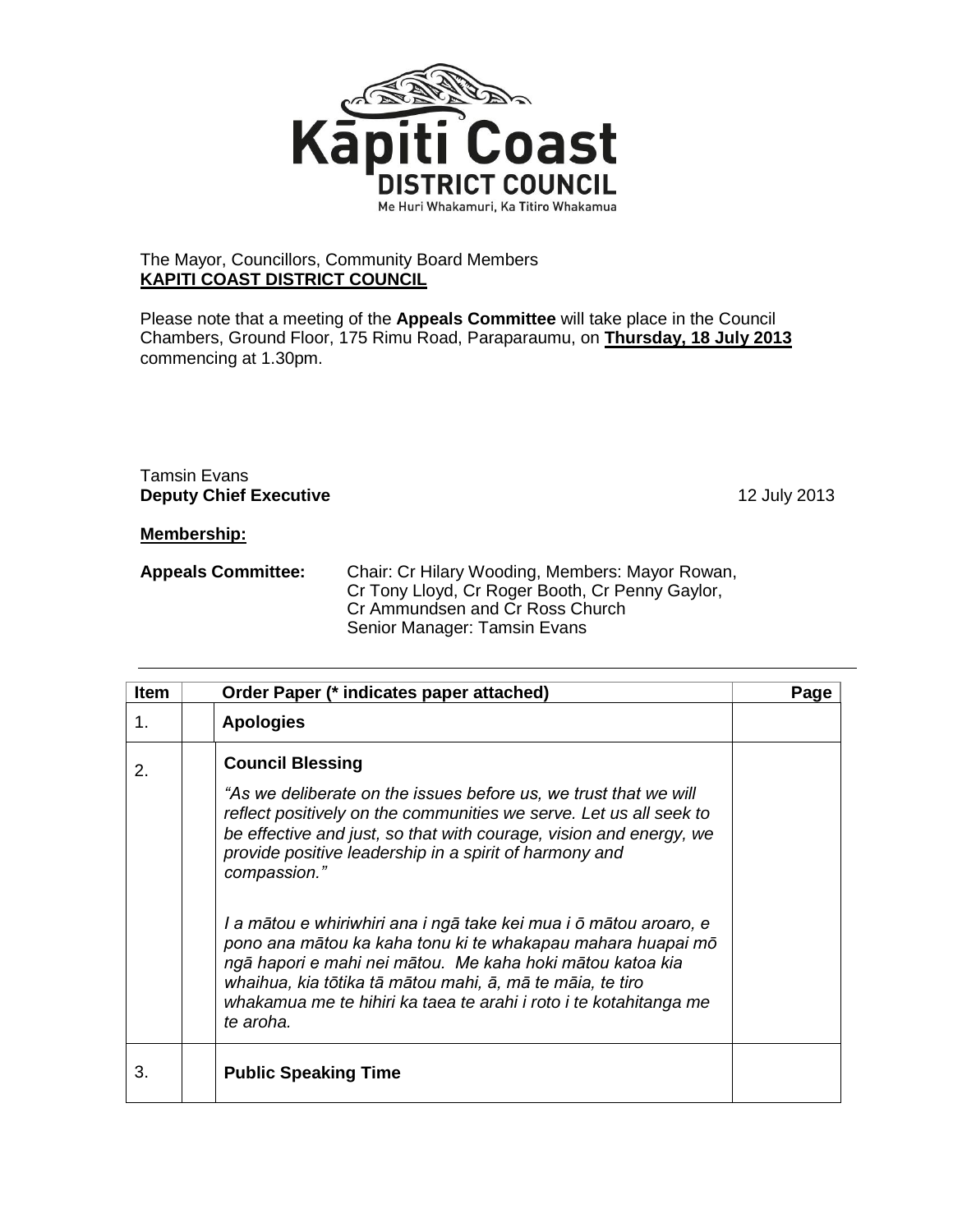**Kāpiti Coast DISTRICT COUNCIL**

Me Huri Whakamuri, Ka Titiro Whakamua

The Mayor, Councillors, Community Board Members
**KAPITI COAST DISTRICT COUNCIL**

Please note that a meeting of the **Appeals Committee** will take place in the Council Chambers, Ground Floor, 175 Rimu Road, Paraparaumu, on **Thursday, 18 July 2013** commencing at 1.30pm.

Tamsin Evans
**Deputy Chief Executive**

12 July 2013

**Membership:**

**Appeals Committee:** Chair: Cr Hilary Wooding, Members: Mayor Rowan, Cr Tony Lloyd, Cr Roger Booth, Cr Penny Gaylor, Cr Ammundsen and Cr Ross Church
Senior Manager: Tamsin Evans

| Item | | Order Paper (* indicates paper attached) | Page |
|---|---|---|---|
| 1. | | **Apologies** | |
| 2. | | **Council Blessing**<br><br>*"As we deliberate on the issues before us, we trust that we will reflect positively on the communities we serve. Let us all seek to be effective and just, so that with courage, vision and energy, we provide positive leadership in a spirit of harmony and compassion."*<br><br>*I a mātou e whiriwhiri ana i ngā take kei mua i ō mātou aroaro, e pono ana mātou ka kaha tonu ki te whakapau mahara huapai mō ngā hapori e mahi nei mātou. Me kaha hoki mātou katoa kia whaihua, kia tōtika tā mātou mahi, ā, mā te māia, te tiro whakamua me te hihiri ka taea te arahi i roto i te kotahitanga me te aroha.* | |
| 3. | | **Public Speaking Time** | |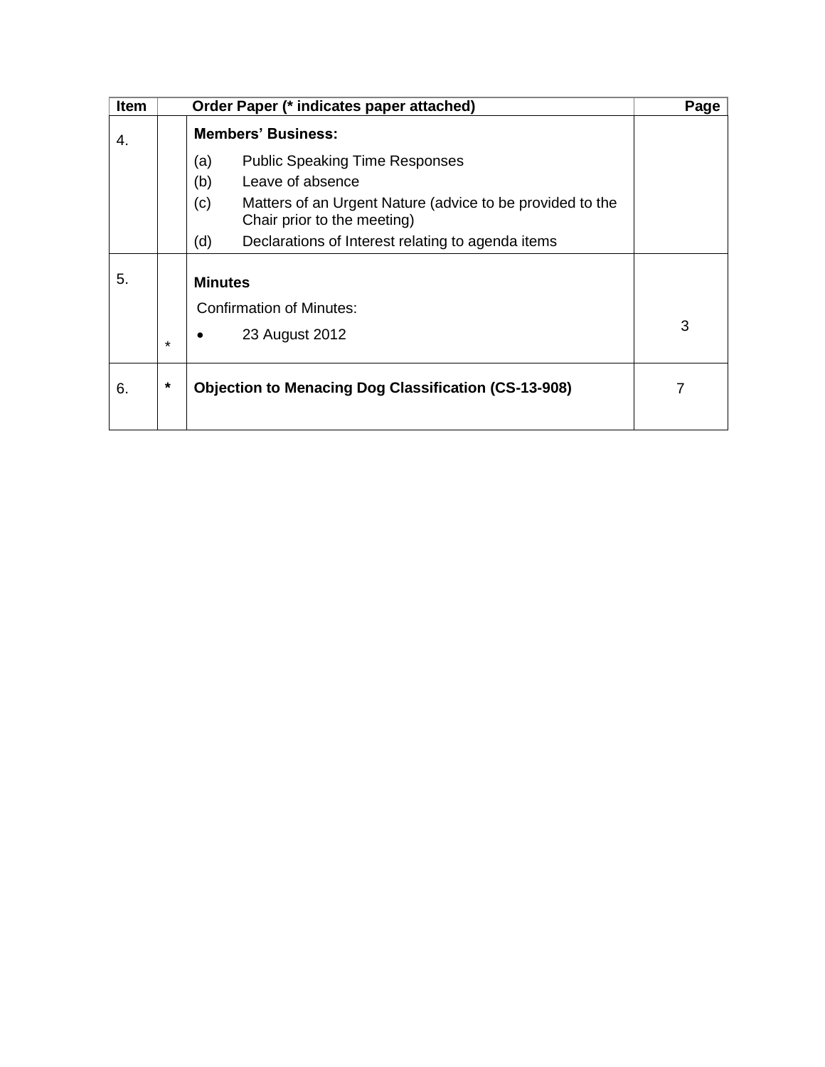| Item | | Order Paper (* indicates paper attached) | Page |
|---|---|---|---|
| 4. | | **Members' Business:**<br>(a) Public Speaking Time Responses<br>(b) Leave of absence<br>(c) Matters of an Urgent Nature (advice to be provided to the Chair prior to the meeting)<br>(d) Declarations of Interest relating to agenda items | |
| 5. | * | **Minutes**<br>Confirmation of Minutes:<br>• 23 August 2012 | 3 |
| 6. | * | **Objection to Menacing Dog Classification (CS-13-908)** | 7 |